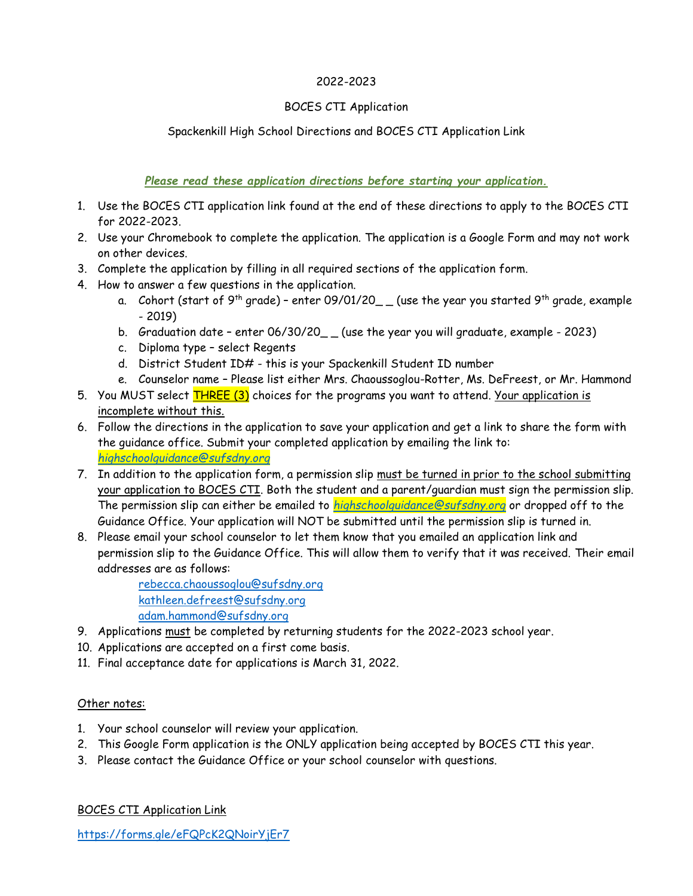2022-2023

BOCES CTI Application

Spackenkill High School Directions and BOCES CTI Application Link

***Please read these application directions before starting your application.***

1. Use the BOCES CTI application link found at the end of these directions to apply to the BOCES CTI for 2022-2023.
2. Use your Chromebook to complete the application. The application is a Google Form and may not work on other devices.
3. Complete the application by filling in all required sections of the application form.
4. How to answer a few questions in the application.
   a. Cohort (start of 9th grade) – enter 09/01/20_ _ (use the year you started 9th grade, example - 2019)
   b. Graduation date – enter 06/30/20_ _ (use the year you will graduate, example - 2023)
   c. Diploma type – select Regents
   d. District Student ID# - this is your Spackenkill Student ID number
   e. Counselor name – Please list either Mrs. Chaoussoglou-Rotter, Ms. DeFreest, or Mr. Hammond
5. You MUST select THREE (3) choices for the programs you want to attend. Your application is incomplete without this.
6. Follow the directions in the application to save your application and get a link to share the form with the guidance office. Submit your completed application by emailing the link to: *highschoolguidance@sufsdny.org*
7. In addition to the application form, a permission slip must be turned in prior to the school submitting your application to BOCES CTI. Both the student and a parent/guardian must sign the permission slip. The permission slip can either be emailed to *highschoolguidance@sufsdny.org* or dropped off to the Guidance Office. Your application will NOT be submitted until the permission slip is turned in.
8. Please email your school counselor to let them know that you emailed an application link and permission slip to the Guidance Office. This will allow them to verify that it was received. Their email addresses are as follows:
   - rebecca.chaoussoglou@sufsdny.org
   - kathleen.defreest@sufsdny.org
   - adam.hammond@sufsdny.org
9. Applications must be completed by returning students for the 2022-2023 school year.
10. Applications are accepted on a first come basis.
11. Final acceptance date for applications is March 31, 2022.

Other notes:

1. Your school counselor will review your application.
2. This Google Form application is the ONLY application being accepted by BOCES CTI this year.
3. Please contact the Guidance Office or your school counselor with questions.

BOCES CTI Application Link

https://forms.gle/eFQPcK2QNoirYjEr7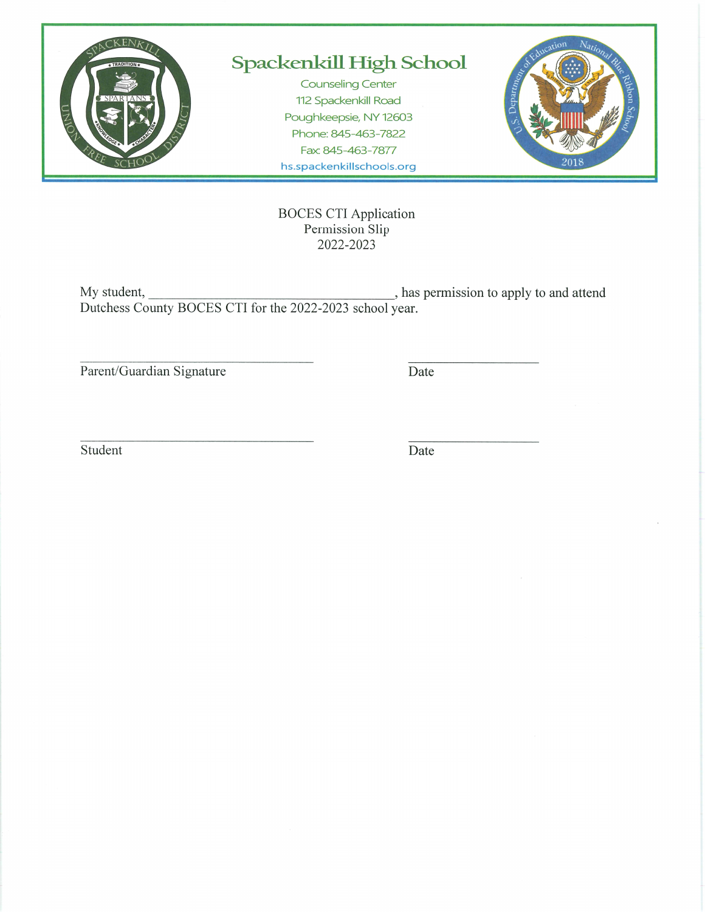# Spackenkill High School

Counseling Center
112 Spackenkill Road
Poughkeepsie, NY 12603
Phone: 845-463-7822
Fax: 845-463-7877
hs.spackenkillschools.org

BOCES CTI Application
Permission Slip
2022-2023

My student, ____________________________________, has permission to apply to and attend Dutchess County BOCES CTI for the 2022-2023 school year.

____________________________________
Parent/Guardian Signature

____________________
Date

____________________________________
Student

____________________
Date